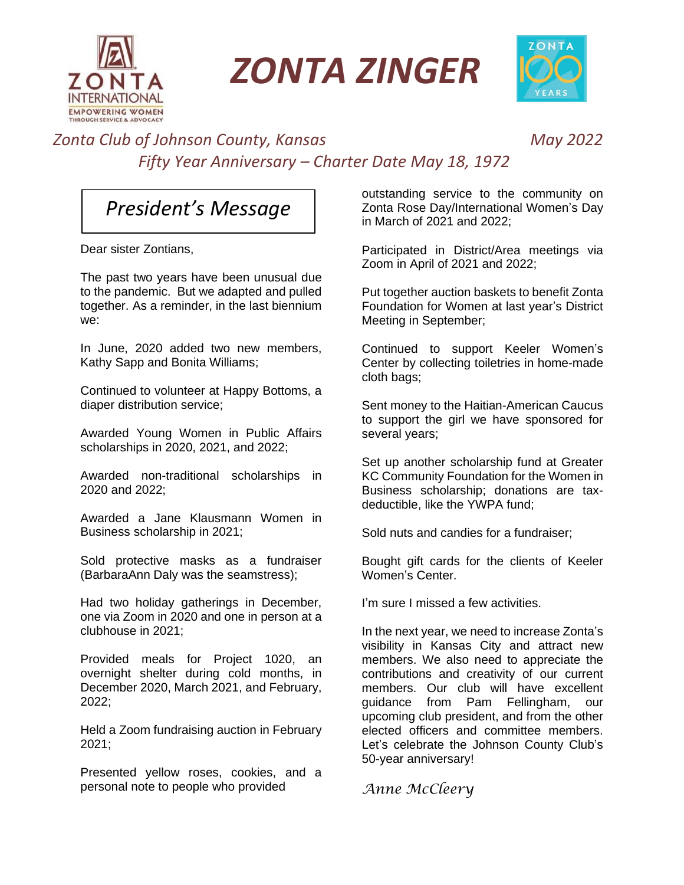# ZONTA ZINGER

*Zonta Club of Johnson County, Kansas* *May 2022*

*Fifty Year Anniversary – Charter Date May 18, 1972*

## *President's Message*

Dear sister Zontians,

The past two years have been unusual due to the pandemic. But we adapted and pulled together. As a reminder, in the last biennium we:

In June, 2020 added two new members, Kathy Sapp and Bonita Williams;

Continued to volunteer at Happy Bottoms, a diaper distribution service;

Awarded Young Women in Public Affairs scholarships in 2020, 2021, and 2022;

Awarded non-traditional scholarships in 2020 and 2022;

Awarded a Jane Klausmann Women in Business scholarship in 2021;

Sold protective masks as a fundraiser (BarbaraAnn Daly was the seamstress);

Had two holiday gatherings in December, one via Zoom in 2020 and one in person at a clubhouse in 2021;

Provided meals for Project 1020, an overnight shelter during cold months, in December 2020, March 2021, and February, 2022;

Held a Zoom fundraising auction in February 2021;

Presented yellow roses, cookies, and a personal note to people who provided outstanding service to the community on Zonta Rose Day/International Women's Day in March of 2021 and 2022;

Participated in District/Area meetings via Zoom in April of 2021 and 2022;

Put together auction baskets to benefit Zonta Foundation for Women at last year's District Meeting in September;

Continued to support Keeler Women's Center by collecting toiletries in home-made cloth bags;

Sent money to the Haitian-American Caucus to support the girl we have sponsored for several years;

Set up another scholarship fund at Greater KC Community Foundation for the Women in Business scholarship; donations are tax-deductible, like the YWPA fund;

Sold nuts and candies for a fundraiser;

Bought gift cards for the clients of Keeler Women's Center.

I'm sure I missed a few activities.

In the next year, we need to increase Zonta's visibility in Kansas City and attract new members. We also need to appreciate the contributions and creativity of our current members. Our club will have excellent guidance from Pam Fellingham, our upcoming club president, and from the other elected officers and committee members. Let's celebrate the Johnson County Club's 50-year anniversary!

*Anne McCleery*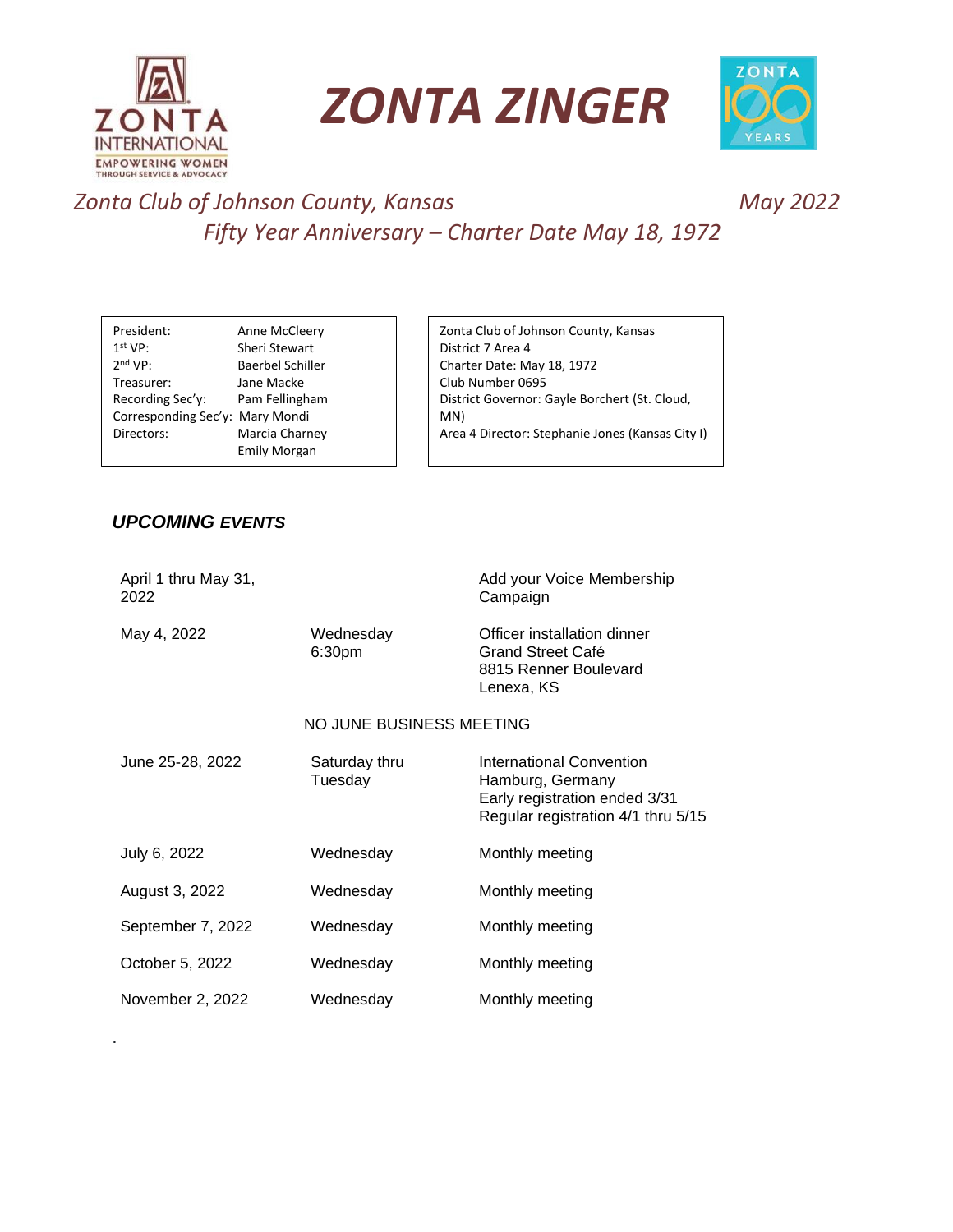# ZONTA ZINGER

*Zonta Club of Johnson County, Kansas* *May 2022*

*Fifty Year Anniversary – Charter Date May 18, 1972*

| | |
|---|---|
| President: | Anne McCleery |
| 1st VP: | Sheri Stewart |
| 2nd VP: | Baerbel Schiller |
| Treasurer: | Jane Macke |
| Recording Sec'y: | Pam Fellingham |
| Corresponding Sec'y: | Mary Mondi |
| Directors: | Marcia Charney |
| | Emily Morgan |

Zonta Club of Johnson County, Kansas
District 7 Area 4
Charter Date: May 18, 1972
Club Number 0695
District Governor: Gayle Borchert (St. Cloud, MN)
Area 4 Director: Stephanie Jones (Kansas City I)

## *UPCOMING EVENTS*

| | | |
|---|---|---|
| April 1 thru May 31, 2022 | | Add your Voice Membership Campaign |
| May 4, 2022 | Wednesday 6:30pm | Officer installation dinner<br>Grand Street Café<br>8815 Renner Boulevard<br>Lenexa, KS |
| | NO JUNE BUSINESS MEETING | |
| June 25-28, 2022 | Saturday thru Tuesday | International Convention<br>Hamburg, Germany<br>Early registration ended 3/31<br>Regular registration 4/1 thru 5/15 |
| July 6, 2022 | Wednesday | Monthly meeting |
| August 3, 2022 | Wednesday | Monthly meeting |
| September 7, 2022 | Wednesday | Monthly meeting |
| October 5, 2022 | Wednesday | Monthly meeting |
| November 2, 2022 | Wednesday | Monthly meeting |